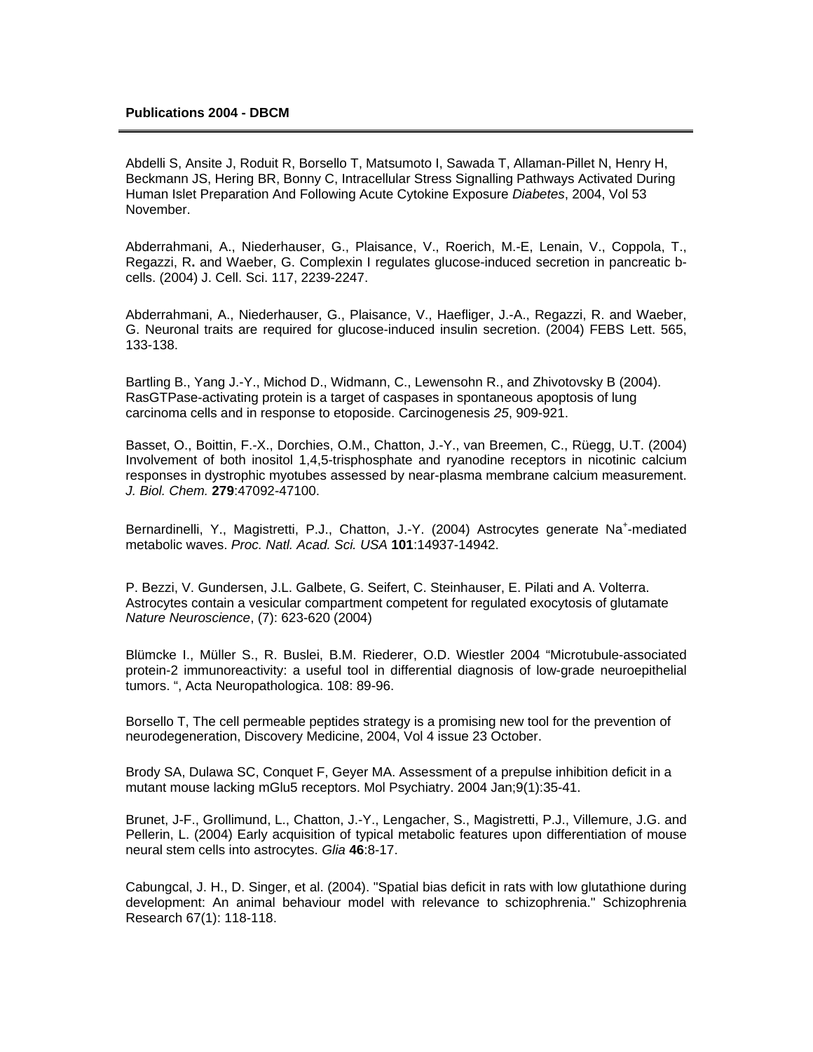**Publications 2004 - DBCM**

---

Abdelli S, Ansite J, Roduit R, Borsello T, Matsumoto I, Sawada T, Allaman-Pillet N, Henry H, Beckmann JS, Hering BR, Bonny C, Intracellular Stress Signalling Pathways Activated During Human Islet Preparation And Following Acute Cytokine Exposure *Diabetes*, 2004, Vol 53 November.

Abderrahmani, A., Niederhauser, G., Plaisance, V., Roerich, M.-E, Lenain, V., Coppola, T., Regazzi, R**.** and Waeber, G. Complexin I regulates glucose-induced secretion in pancreatic b-cells. (2004) J. Cell. Sci. 117, 2239-2247.

Abderrahmani, A., Niederhauser, G., Plaisance, V., Haefliger, J.-A., Regazzi, R. and Waeber, G. Neuronal traits are required for glucose-induced insulin secretion. (2004) FEBS Lett. 565, 133-138.

Bartling B., Yang J.-Y., Michod D., Widmann, C., Lewensohn R., and Zhivotovsky B (2004). RasGTPase-activating protein is a target of caspases in spontaneous apoptosis of lung carcinoma cells and in response to etoposide. Carcinogenesis *25*, 909-921.

Basset, O., Boittin, F.-X., Dorchies, O.M., Chatton, J.-Y., van Breemen, C., Rüegg, U.T. (2004) Involvement of both inositol 1,4,5-trisphosphate and ryanodine receptors in nicotinic calcium responses in dystrophic myotubes assessed by near-plasma membrane calcium measurement. *J. Biol. Chem.* **279**:47092-47100.

Bernardinelli, Y., Magistretti, P.J., Chatton, J.-Y. (2004) Astrocytes generate $Na^{+}$-mediated metabolic waves. *Proc. Natl. Acad. Sci. USA* **101**:14937-14942.

P. Bezzi, V. Gundersen, J.L. Galbete, G. Seifert, C. Steinhauser, E. Pilati and A. Volterra. Astrocytes contain a vesicular compartment competent for regulated exocytosis of glutamate *Nature Neuroscience*, (7): 623-620 (2004)

Blümcke I., Müller S., R. Buslei, B.M. Riederer, O.D. Wiestler 2004 "Microtubule-associated protein-2 immunoreactivity: a useful tool in differential diagnosis of low-grade neuroepithelial tumors. ", Acta Neuropathologica. 108: 89-96.

Borsello T, The cell permeable peptides strategy is a promising new tool for the prevention of neurodegeneration, Discovery Medicine, 2004, Vol 4 issue 23 October.

Brody SA, Dulawa SC, Conquet F, Geyer MA. Assessment of a prepulse inhibition deficit in a mutant mouse lacking mGlu5 receptors. Mol Psychiatry. 2004 Jan;9(1):35-41.

Brunet, J-F., Grollimund, L., Chatton, J.-Y., Lengacher, S., Magistretti, P.J., Villemure, J.G. and Pellerin, L. (2004) Early acquisition of typical metabolic features upon differentiation of mouse neural stem cells into astrocytes. *Glia* **46**:8-17.

Cabungcal, J. H., D. Singer, et al. (2004). "Spatial bias deficit in rats with low glutathione during development: An animal behaviour model with relevance to schizophrenia." Schizophrenia Research 67(1): 118-118.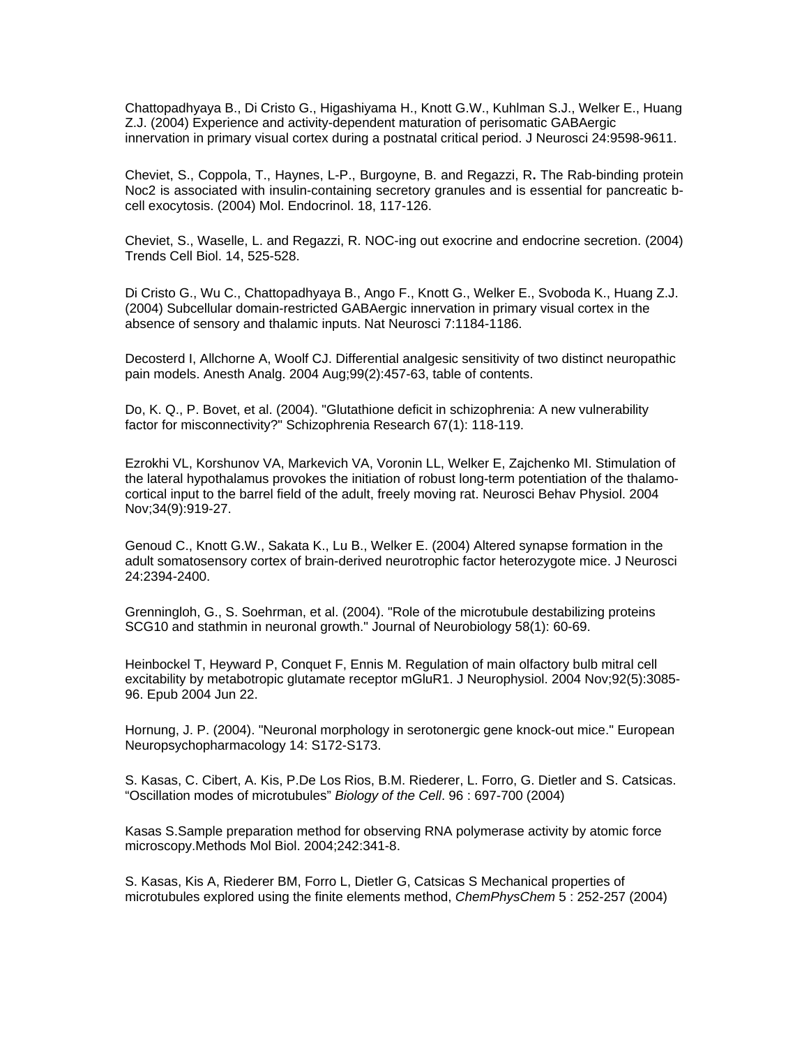Chattopadhyaya B., Di Cristo G., Higashiyama H., Knott G.W., Kuhlman S.J., Welker E., Huang Z.J. (2004) Experience and activity-dependent maturation of perisomatic GABAergic innervation in primary visual cortex during a postnatal critical period. J Neurosci 24:9598-9611.

Cheviet, S., Coppola, T., Haynes, L-P., Burgoyne, B. and Regazzi, R**.** The Rab-binding protein Noc2 is associated with insulin-containing secretory granules and is essential for pancreatic b-cell exocytosis. (2004) Mol. Endocrinol. 18, 117-126.

Cheviet, S., Waselle, L. and Regazzi, R. NOC-ing out exocrine and endocrine secretion. (2004) Trends Cell Biol. 14, 525-528.

Di Cristo G., Wu C., Chattopadhyaya B., Ango F., Knott G., Welker E., Svoboda K., Huang Z.J. (2004) Subcellular domain-restricted GABAergic innervation in primary visual cortex in the absence of sensory and thalamic inputs. Nat Neurosci 7:1184-1186.

Decosterd I, Allchorne A, Woolf CJ. Differential analgesic sensitivity of two distinct neuropathic pain models. Anesth Analg. 2004 Aug;99(2):457-63, table of contents.

Do, K. Q., P. Bovet, et al. (2004). "Glutathione deficit in schizophrenia: A new vulnerability factor for misconnectivity?" Schizophrenia Research 67(1): 118-119.

Ezrokhi VL, Korshunov VA, Markevich VA, Voronin LL, Welker E, Zajchenko MI. Stimulation of the lateral hypothalamus provokes the initiation of robust long-term potentiation of the thalamo-cortical input to the barrel field of the adult, freely moving rat. Neurosci Behav Physiol. 2004 Nov;34(9):919-27.

Genoud C., Knott G.W., Sakata K., Lu B., Welker E. (2004) Altered synapse formation in the adult somatosensory cortex of brain-derived neurotrophic factor heterozygote mice. J Neurosci 24:2394-2400.

Grenningloh, G., S. Soehrman, et al. (2004). "Role of the microtubule destabilizing proteins SCG10 and stathmin in neuronal growth." Journal of Neurobiology 58(1): 60-69.

Heinbockel T, Heyward P, Conquet F, Ennis M. Regulation of main olfactory bulb mitral cell excitability by metabotropic glutamate receptor mGluR1. J Neurophysiol. 2004 Nov;92(5):3085-96. Epub 2004 Jun 22.

Hornung, J. P. (2004). "Neuronal morphology in serotonergic gene knock-out mice." European Neuropsychopharmacology 14: S172-S173.

S. Kasas, C. Cibert, A. Kis, P.De Los Rios, B.M. Riederer, L. Forro, G. Dietler and S. Catsicas. "Oscillation modes of microtubules" *Biology of the Cell*. 96 : 697-700 (2004)

Kasas S.Sample preparation method for observing RNA polymerase activity by atomic force microscopy.Methods Mol Biol. 2004;242:341-8.

S. Kasas, Kis A, Riederer BM, Forro L, Dietler G, Catsicas S Mechanical properties of microtubules explored using the finite elements method, *ChemPhysChem* 5 : 252-257 (2004)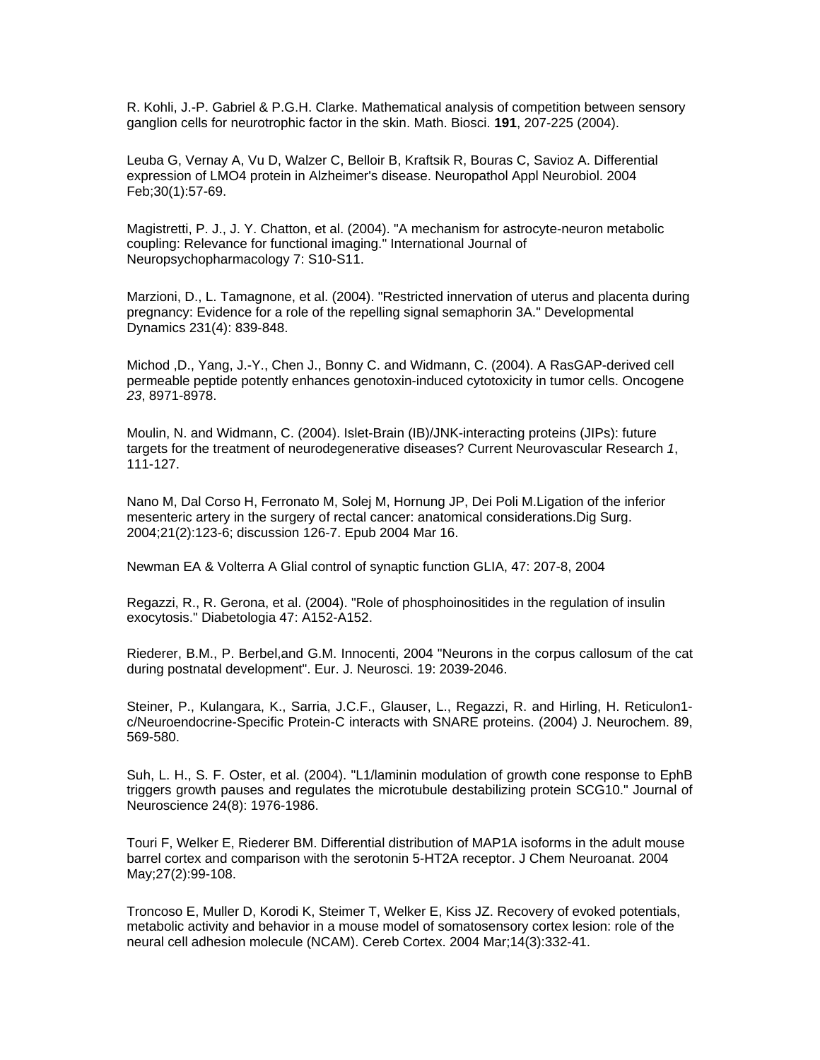R. Kohli, J.-P. Gabriel & P.G.H. Clarke. Mathematical analysis of competition between sensory ganglion cells for neurotrophic factor in the skin. Math. Biosci. **191**, 207-225 (2004).

Leuba G, Vernay A, Vu D, Walzer C, Belloir B, Kraftsik R, Bouras C, Savioz A. Differential expression of LMO4 protein in Alzheimer's disease. Neuropathol Appl Neurobiol. 2004 Feb;30(1):57-69.

Magistretti, P. J., J. Y. Chatton, et al. (2004). "A mechanism for astrocyte-neuron metabolic coupling: Relevance for functional imaging." International Journal of Neuropsychopharmacology 7: S10-S11.

Marzioni, D., L. Tamagnone, et al. (2004). "Restricted innervation of uterus and placenta during pregnancy: Evidence for a role of the repelling signal semaphorin 3A." Developmental Dynamics 231(4): 839-848.

Michod ,D., Yang, J.-Y., Chen J., Bonny C. and Widmann, C. (2004). A RasGAP-derived cell permeable peptide potently enhances genotoxin-induced cytotoxicity in tumor cells. Oncogene *23*, 8971-8978.

Moulin, N. and Widmann, C. (2004). Islet-Brain (IB)/JNK-interacting proteins (JIPs): future targets for the treatment of neurodegenerative diseases? Current Neurovascular Research *1*, 111-127.

Nano M, Dal Corso H, Ferronato M, Solej M, Hornung JP, Dei Poli M.Ligation of the inferior mesenteric artery in the surgery of rectal cancer: anatomical considerations.Dig Surg. 2004;21(2):123-6; discussion 126-7. Epub 2004 Mar 16.

Newman EA & Volterra A Glial control of synaptic function GLIA, 47: 207-8, 2004

Regazzi, R., R. Gerona, et al. (2004). "Role of phosphoinositides in the regulation of insulin exocytosis." Diabetologia 47: A152-A152.

Riederer, B.M., P. Berbel,and G.M. Innocenti, 2004 "Neurons in the corpus callosum of the cat during postnatal development". Eur. J. Neurosci. 19: 2039-2046.

Steiner, P., Kulangara, K., Sarria, J.C.F., Glauser, L., Regazzi, R. and Hirling, H. Reticulon1-c/Neuroendocrine-Specific Protein-C interacts with SNARE proteins. (2004) J. Neurochem. 89, 569-580.

Suh, L. H., S. F. Oster, et al. (2004). "L1/laminin modulation of growth cone response to EphB triggers growth pauses and regulates the microtubule destabilizing protein SCG10." Journal of Neuroscience 24(8): 1976-1986.

Touri F, Welker E, Riederer BM. Differential distribution of MAP1A isoforms in the adult mouse barrel cortex and comparison with the serotonin 5-HT2A receptor. J Chem Neuroanat. 2004 May;27(2):99-108.

Troncoso E, Muller D, Korodi K, Steimer T, Welker E, Kiss JZ. Recovery of evoked potentials, metabolic activity and behavior in a mouse model of somatosensory cortex lesion: role of the neural cell adhesion molecule (NCAM). Cereb Cortex. 2004 Mar;14(3):332-41.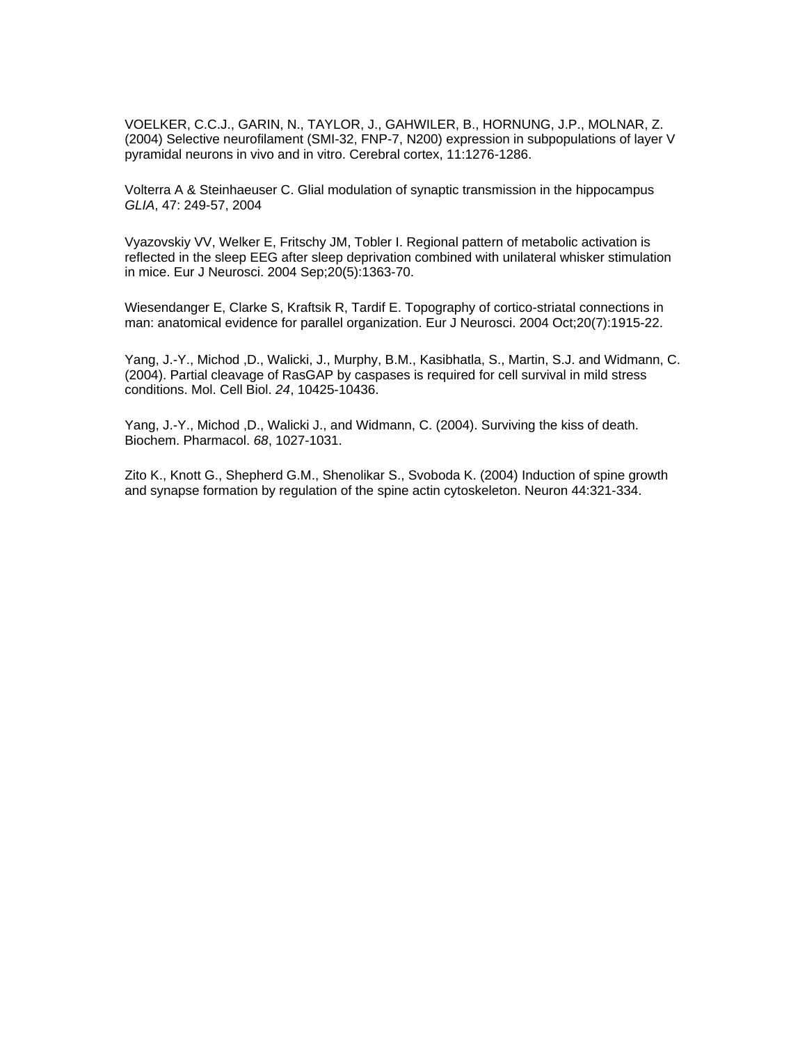VOELKER, C.C.J., GARIN, N., TAYLOR, J., GAHWILER, B., HORNUNG, J.P., MOLNAR, Z. (2004) Selective neurofilament (SMI-32, FNP-7, N200) expression in subpopulations of layer V pyramidal neurons in vivo and in vitro. Cerebral cortex, 11:1276-1286.

Volterra A & Steinhaeuser C. Glial modulation of synaptic transmission in the hippocampus *GLIA*, 47: 249-57, 2004

Vyazovskiy VV, Welker E, Fritschy JM, Tobler I. Regional pattern of metabolic activation is reflected in the sleep EEG after sleep deprivation combined with unilateral whisker stimulation in mice. Eur J Neurosci. 2004 Sep;20(5):1363-70.

Wiesendanger E, Clarke S, Kraftsik R, Tardif E. Topography of cortico-striatal connections in man: anatomical evidence for parallel organization. Eur J Neurosci. 2004 Oct;20(7):1915-22.

Yang, J.-Y., Michod ,D., Walicki, J., Murphy, B.M., Kasibhatla, S., Martin, S.J. and Widmann, C. (2004). Partial cleavage of RasGAP by caspases is required for cell survival in mild stress conditions. Mol. Cell Biol. *24*, 10425-10436.

Yang, J.-Y., Michod ,D., Walicki J., and Widmann, C. (2004). Surviving the kiss of death. Biochem. Pharmacol. *68*, 1027-1031.

Zito K., Knott G., Shepherd G.M., Shenolikar S., Svoboda K. (2004) Induction of spine growth and synapse formation by regulation of the spine actin cytoskeleton. Neuron 44:321-334.